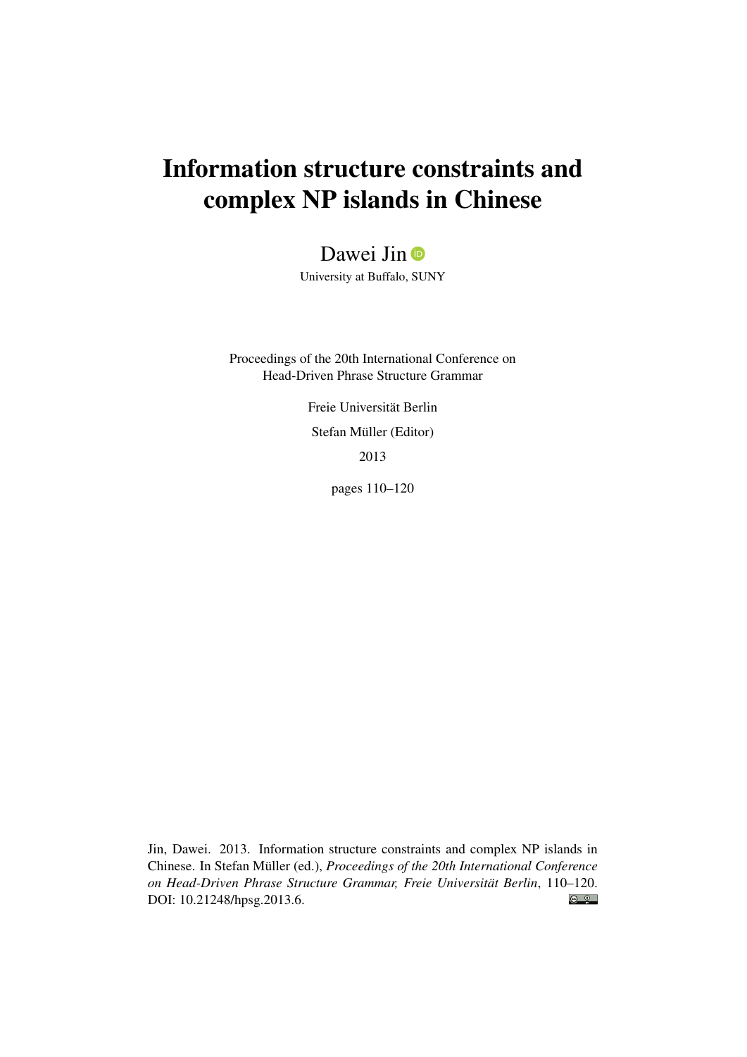# Information structure constraints and complex NP islands in Chinese

Dawei Jin

University at Buffalo, SUNY

Proceedings of the 20th International Conference on
Head-Driven Phrase Structure Grammar

Freie Universität Berlin

Stefan Müller (Editor)

2013

pages 110–120

Jin, Dawei. 2013. Information structure constraints and complex NP islands in Chinese. In Stefan Müller (ed.), *Proceedings of the 20th International Conference on Head-Driven Phrase Structure Grammar, Freie Universität Berlin*, 110–120. DOI: 10.21248/hpsg.2013.6.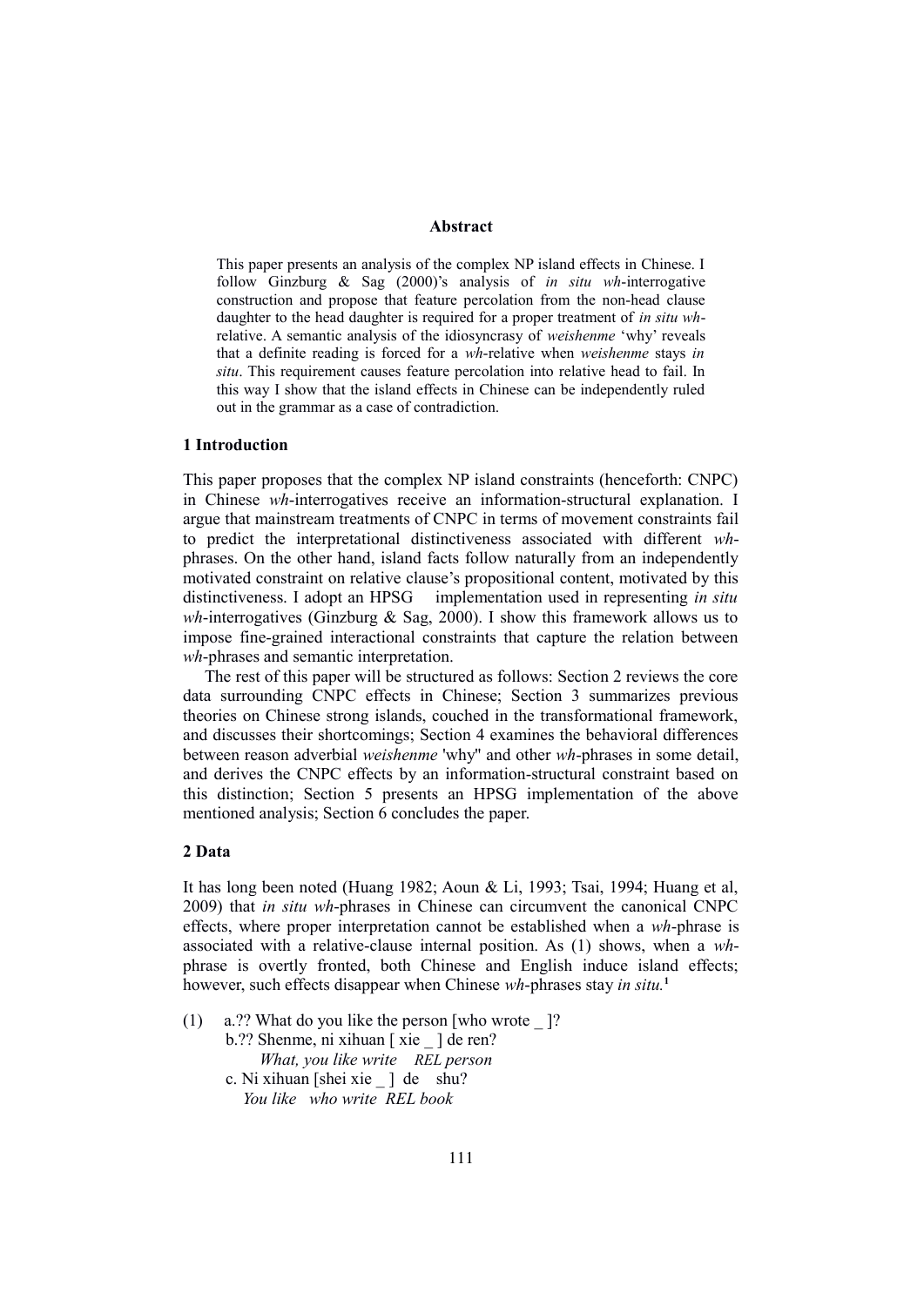## Abstract

This paper presents an analysis of the complex NP island effects in Chinese. I follow Ginzburg & Sag (2000)'s analysis of *in situ wh*-interrogative construction and propose that feature percolation from the non-head clause daughter to the head daughter is required for a proper treatment of *in situ wh*-relative. A semantic analysis of the idiosyncrasy of *weishenme* 'why' reveals that a definite reading is forced for a *wh*-relative when *weishenme* stays *in situ*. This requirement causes feature percolation into relative head to fail. In this way I show that the island effects in Chinese can be independently ruled out in the grammar as a case of contradiction.

## 1 Introduction

This paper proposes that the complex NP island constraints (henceforth: CNPC) in Chinese *wh*-interrogatives receive an information-structural explanation. I argue that mainstream treatments of CNPC in terms of movement constraints fail to predict the interpretational distinctiveness associated with different *wh*-phrases. On the other hand, island facts follow naturally from an independently motivated constraint on relative clause's propositional content, motivated by this distinctiveness. I adopt an HPSG implementation used in representing *in situ wh*-interrogatives (Ginzburg & Sag, 2000). I show this framework allows us to impose fine-grained interactional constraints that capture the relation between *wh*-phrases and semantic interpretation.

The rest of this paper will be structured as follows: Section 2 reviews the core data surrounding CNPC effects in Chinese; Section 3 summarizes previous theories on Chinese strong islands, couched in the transformational framework, and discusses their shortcomings; Section 4 examines the behavioral differences between reason adverbial *weishenme* 'why'' and other *wh*-phrases in some detail, and derives the CNPC effects by an information-structural constraint based on this distinction; Section 5 presents an HPSG implementation of the above mentioned analysis; Section 6 concludes the paper.

## 2 Data

It has long been noted (Huang 1982; Aoun & Li, 1993; Tsai, 1994; Huang et al, 2009) that *in situ wh*-phrases in Chinese can circumvent the canonical CNPC effects, where proper interpretation cannot be established when a *wh*-phrase is associated with a relative-clause internal position. As (1) shows, when a *wh*-phrase is overtly fronted, both Chinese and English induce island effects; however, such effects disappear when Chinese *wh*-phrases stay *in situ.*[1]

(1) a.?? What do you like the person [who wrote _ ]?
   b.?? Shenme, ni xihuan [ xie _ ] de ren?
      *What, you like write REL person*
   c. Ni xihuan [shei xie _ ] de shu?
      *You like who write REL book*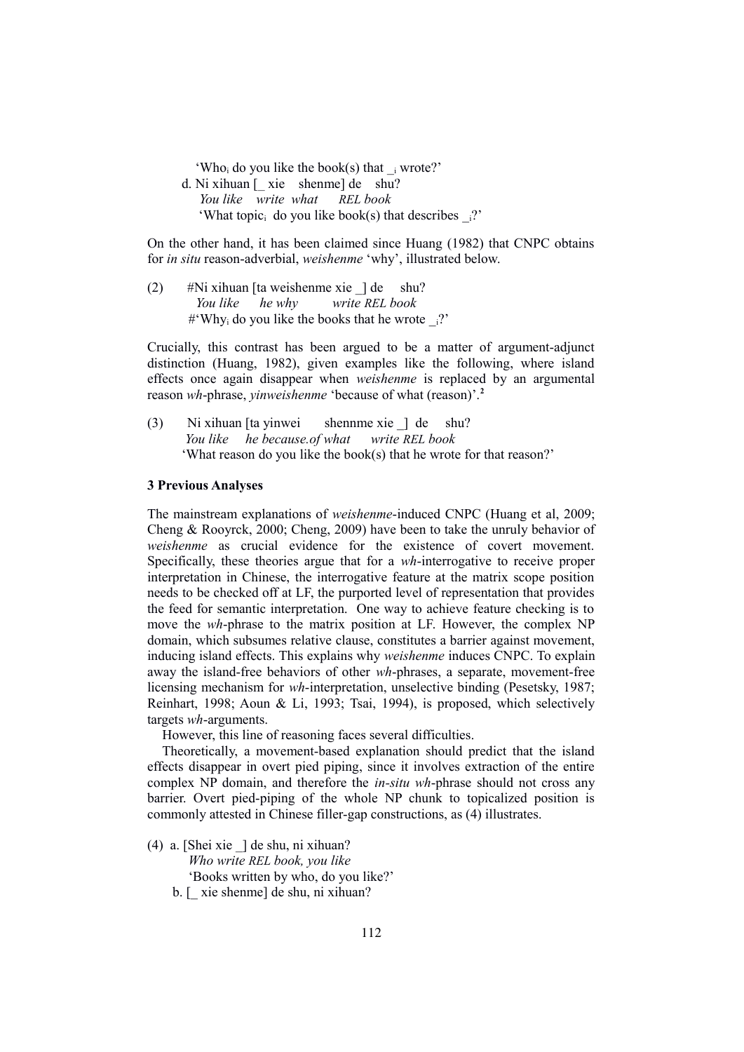'Who$_i$ do you like the book(s) that _$_i$ wrote?'

d. Ni xihuan [_ xie shenme] de shu?
*You like write what REL book*
'What topic$_i$ do you like book(s) that describes _$_i$?'

On the other hand, it has been claimed since Huang (1982) that CNPC obtains for *in situ* reason-adverbial, *weishenme* 'why', illustrated below.

(2) #Ni xihuan [ta weishenme xie _] de shu?
*You like he why write REL book*
#'Why$_i$ do you like the books that he wrote _$_i$?'

Crucially, this contrast has been argued to be a matter of argument-adjunct distinction (Huang, 1982), given examples like the following, where island effects once again disappear when *weishenme* is replaced by an argumental reason *wh*-phrase, *yinweishenme* 'because of what (reason)'.[2]

(3) Ni xihuan [ta yinwei shennme xie _] de shu?
*You like he because.of what write REL book*
'What reason do you like the book(s) that he wrote for that reason?'

### 3 Previous Analyses

The mainstream explanations of *weishenme*-induced CNPC (Huang et al, 2009; Cheng & Rooyrck, 2000; Cheng, 2009) have been to take the unruly behavior of *weishenme* as crucial evidence for the existence of covert movement. Specifically, these theories argue that for a *wh*-interrogative to receive proper interpretation in Chinese, the interrogative feature at the matrix scope position needs to be checked off at LF, the purported level of representation that provides the feed for semantic interpretation. One way to achieve feature checking is to move the *wh*-phrase to the matrix position at LF. However, the complex NP domain, which subsumes relative clause, constitutes a barrier against movement, inducing island effects. This explains why *weishenme* induces CNPC. To explain away the island-free behaviors of other *wh*-phrases, a separate, movement-free licensing mechanism for *wh*-interpretation, unselective binding (Pesetsky, 1987; Reinhart, 1998; Aoun & Li, 1993; Tsai, 1994), is proposed, which selectively targets *wh*-arguments.

However, this line of reasoning faces several difficulties.

Theoretically, a movement-based explanation should predict that the island effects disappear in overt pied piping, since it involves extraction of the entire complex NP domain, and therefore the *in-situ wh*-phrase should not cross any barrier. Overt pied-piping of the whole NP chunk to topicalized position is commonly attested in Chinese filler-gap constructions, as (4) illustrates.

(4) a. [Shei xie _] de shu, ni xihuan?
*Who write REL book, you like*
'Books written by who, do you like?'

b. [_ xie shenme] de shu, ni xihuan?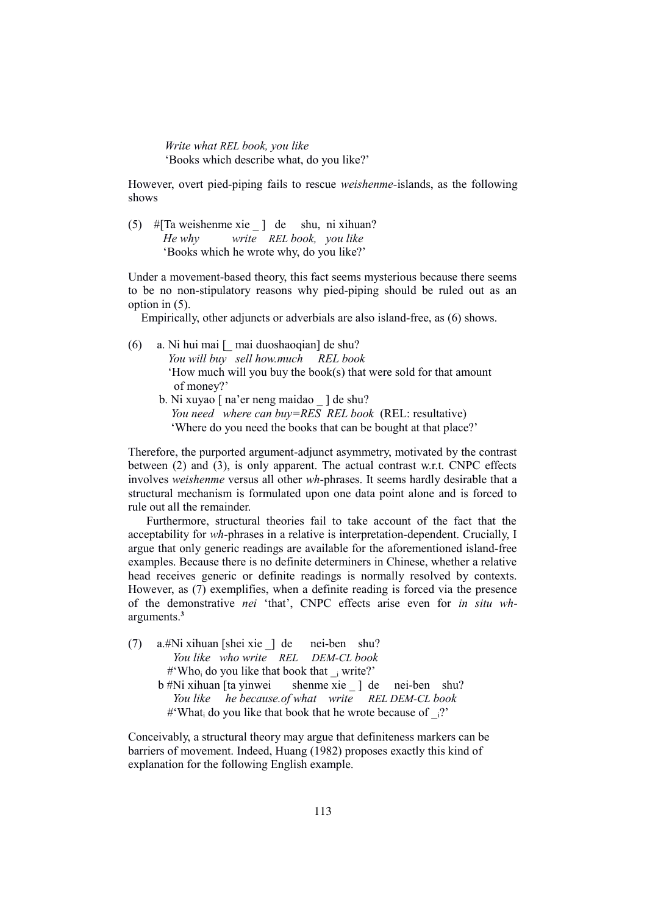*Write what REL book, you like*
'Books which describe what, do you like?'

However, overt pied-piping fails to rescue *weishenme*-islands, as the following shows

(5) #[Ta weishenme xie _ ] de shu, ni xihuan?
*He why write REL book, you like*
'Books which he wrote why, do you like?'

Under a movement-based theory, this fact seems mysterious because there seems to be no non-stipulatory reasons why pied-piping should be ruled out as an option in (5).

Empirically, other adjuncts or adverbials are also island-free, as (6) shows.

(6) a. Ni hui mai [_ mai duoshaoqian] de shu?
*You will buy sell how.much REL book*
'How much will you buy the book(s) that were sold for that amount of money?'

b. Ni xuyao [ na'er neng maidao _ ] de shu?
*You need where can buy=RES REL book* (REL: resultative)
'Where do you need the books that can be bought at that place?'

Therefore, the purported argument-adjunct asymmetry, motivated by the contrast between (2) and (3), is only apparent. The actual contrast w.r.t. CNPC effects involves *weishenme* versus all other *wh*-phrases. It seems hardly desirable that a structural mechanism is formulated upon one data point alone and is forced to rule out all the remainder.

Furthermore, structural theories fail to take account of the fact that the acceptability for *wh*-phrases in a relative is interpretation-dependent. Crucially, I argue that only generic readings are available for the aforementioned island-free examples. Because there is no definite determiners in Chinese, whether a relative head receives generic or definite readings is normally resolved by contexts. However, as (7) exemplifies, when a definite reading is forced via the presence of the demonstrative *nei* 'that', CNPC effects arise even for *in situ wh*-arguments.[3]

(7) a.#Ni xihuan [shei xie _] de nei-ben shu?
*You like who write REL DEM-CL book*
#'Who$_i$ do you like that book that _$_i$ write?'

b #Ni xihuan [ta yinwei shenme xie _ ] de nei-ben shu?
*You like he because.of what write REL DEM-CL book*
#'What$_i$ do you like that book that he wrote because of _$_i$?'

Conceivably, a structural theory may argue that definiteness markers can be barriers of movement. Indeed, Huang (1982) proposes exactly this kind of explanation for the following English example.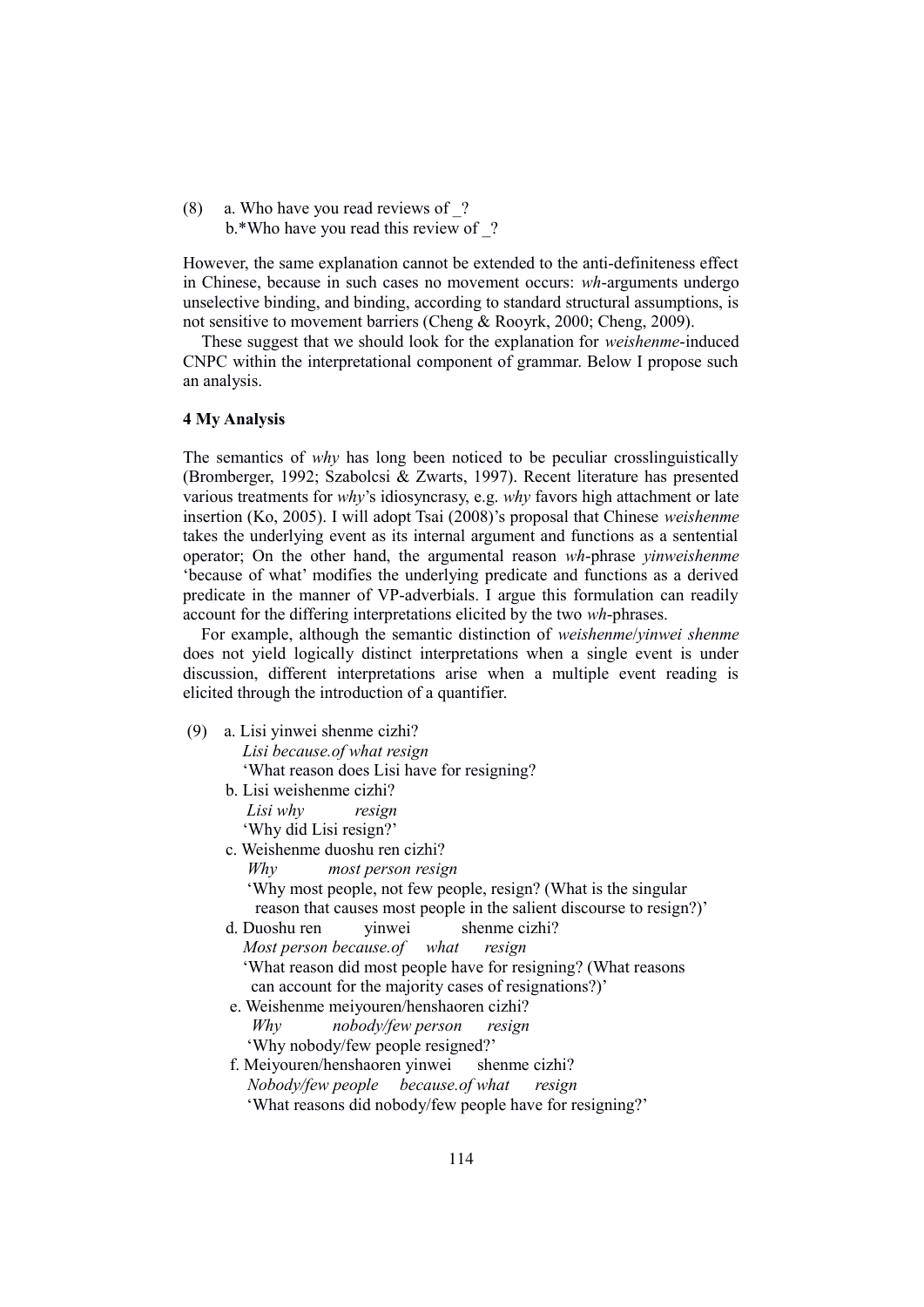(8) a. Who have you read reviews of _?
b.*Who have you read this review of _?

However, the same explanation cannot be extended to the anti-definiteness effect in Chinese, because in such cases no movement occurs: *wh*-arguments undergo unselective binding, and binding, according to standard structural assumptions, is not sensitive to movement barriers (Cheng & Rooyrk, 2000; Cheng, 2009).

These suggest that we should look for the explanation for *weishenme*-induced CNPC within the interpretational component of grammar. Below I propose such an analysis.

### 4 My Analysis

The semantics of *why* has long been noticed to be peculiar crosslinguistically (Bromberger, 1992; Szabolcsi & Zwarts, 1997). Recent literature has presented various treatments for *why*'s idiosyncrasy, e.g. *why* favors high attachment or late insertion (Ko, 2005). I will adopt Tsai (2008)'s proposal that Chinese *weishenme* takes the underlying event as its internal argument and functions as a sentential operator; On the other hand, the argumental reason *wh*-phrase *yinweishenme* 'because of what' modifies the underlying predicate and functions as a derived predicate in the manner of VP-adverbials. I argue this formulation can readily account for the differing interpretations elicited by the two *wh*-phrases.

For example, although the semantic distinction of *weishenme*/*yinwei shenme* does not yield logically distinct interpretations when a single event is under discussion, different interpretations arise when a multiple event reading is elicited through the introduction of a quantifier.

(9) a. Lisi yinwei shenme cizhi?
*Lisi because.of what resign*
'What reason does Lisi have for resigning?

b. Lisi weishenme cizhi?
*Lisi why resign*
'Why did Lisi resign?'

c. Weishenme duoshu ren cizhi?
*Why most person resign*
'Why most people, not few people, resign? (What is the singular reason that causes most people in the salient discourse to resign?)'

d. Duoshu ren yinwei shenme cizhi?
*Most person because.of what resign*
'What reason did most people have for resigning? (What reasons can account for the majority cases of resignations?)'

e. Weishenme meiyouren/henshaoren cizhi?
*Why nobody/few person resign*
'Why nobody/few people resigned?'

f. Meiyouren/henshaoren yinwei shenme cizhi?
*Nobody/few people because.of what resign*
'What reasons did nobody/few people have for resigning?'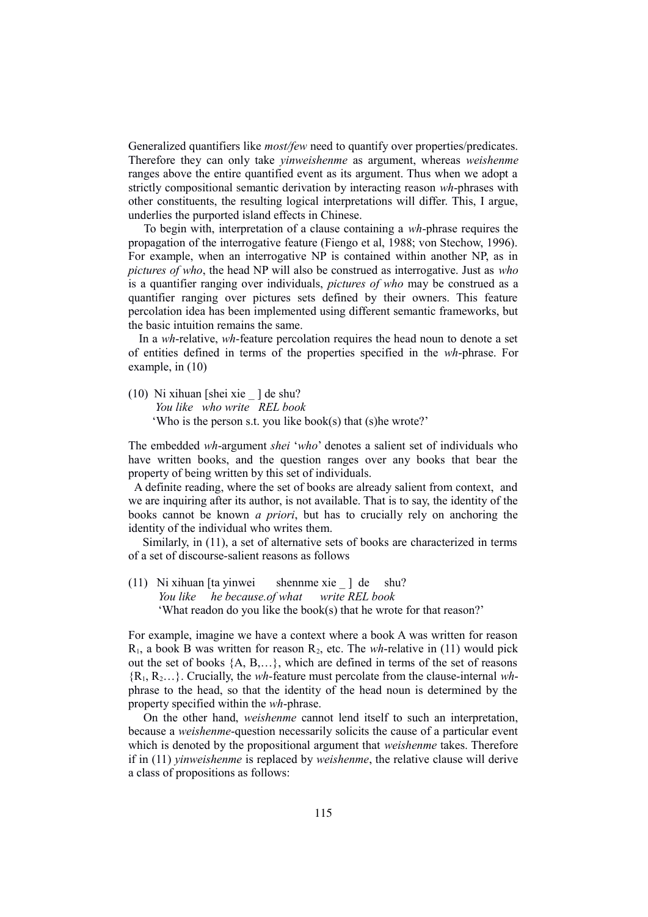Generalized quantifiers like *most/few* need to quantify over properties/predicates. Therefore they can only take *yinweishenme* as argument, whereas *weishenme* ranges above the entire quantified event as its argument. Thus when we adopt a strictly compositional semantic derivation by interacting reason *wh*-phrases with other constituents, the resulting logical interpretations will differ. This, I argue, underlies the purported island effects in Chinese.

To begin with, interpretation of a clause containing a *wh*-phrase requires the propagation of the interrogative feature (Fiengo et al, 1988; von Stechow, 1996). For example, when an interrogative NP is contained within another NP, as in *pictures of who*, the head NP will also be construed as interrogative. Just as *who* is a quantifier ranging over individuals, *pictures of who* may be construed as a quantifier ranging over pictures sets defined by their owners. This feature percolation idea has been implemented using different semantic frameworks, but the basic intuition remains the same.

In a *wh*-relative, *wh*-feature percolation requires the head noun to denote a set of entities defined in terms of the properties specified in the *wh*-phrase. For example, in (10)

(10) Ni xihuan [shei xie _ ] de shu?
*You like who write REL book*
'Who is the person s.t. you like book(s) that (s)he wrote?'

The embedded *wh*-argument *shei* '*who*' denotes a salient set of individuals who have written books, and the question ranges over any books that bear the property of being written by this set of individuals.

A definite reading, where the set of books are already salient from context, and we are inquiring after its author, is not available. That is to say, the identity of the books cannot be known *a priori*, but has to crucially rely on anchoring the identity of the individual who writes them.

Similarly, in (11), a set of alternative sets of books are characterized in terms of a set of discourse-salient reasons as follows

(11) Ni xihuan [ta yinwei shennme xie _ ] de shu?
*You like he because.of what write REL book*
'What readon do you like the book(s) that he wrote for that reason?'

For example, imagine we have a context where a book A was written for reason $R_1$, a book B was written for reason $R_2$, etc. The *wh*-relative in (11) would pick out the set of books {A, B,…}, which are defined in terms of the set of reasons $\{R_1, R_2…\}$. Crucially, the *wh*-feature must percolate from the clause-internal *wh*-phrase to the head, so that the identity of the head noun is determined by the property specified within the *wh*-phrase.

On the other hand, *weishenme* cannot lend itself to such an interpretation, because a *weishenme*-question necessarily solicits the cause of a particular event which is denoted by the propositional argument that *weishenme* takes. Therefore if in (11) *yinweishenme* is replaced by *weishenme*, the relative clause will derive a class of propositions as follows: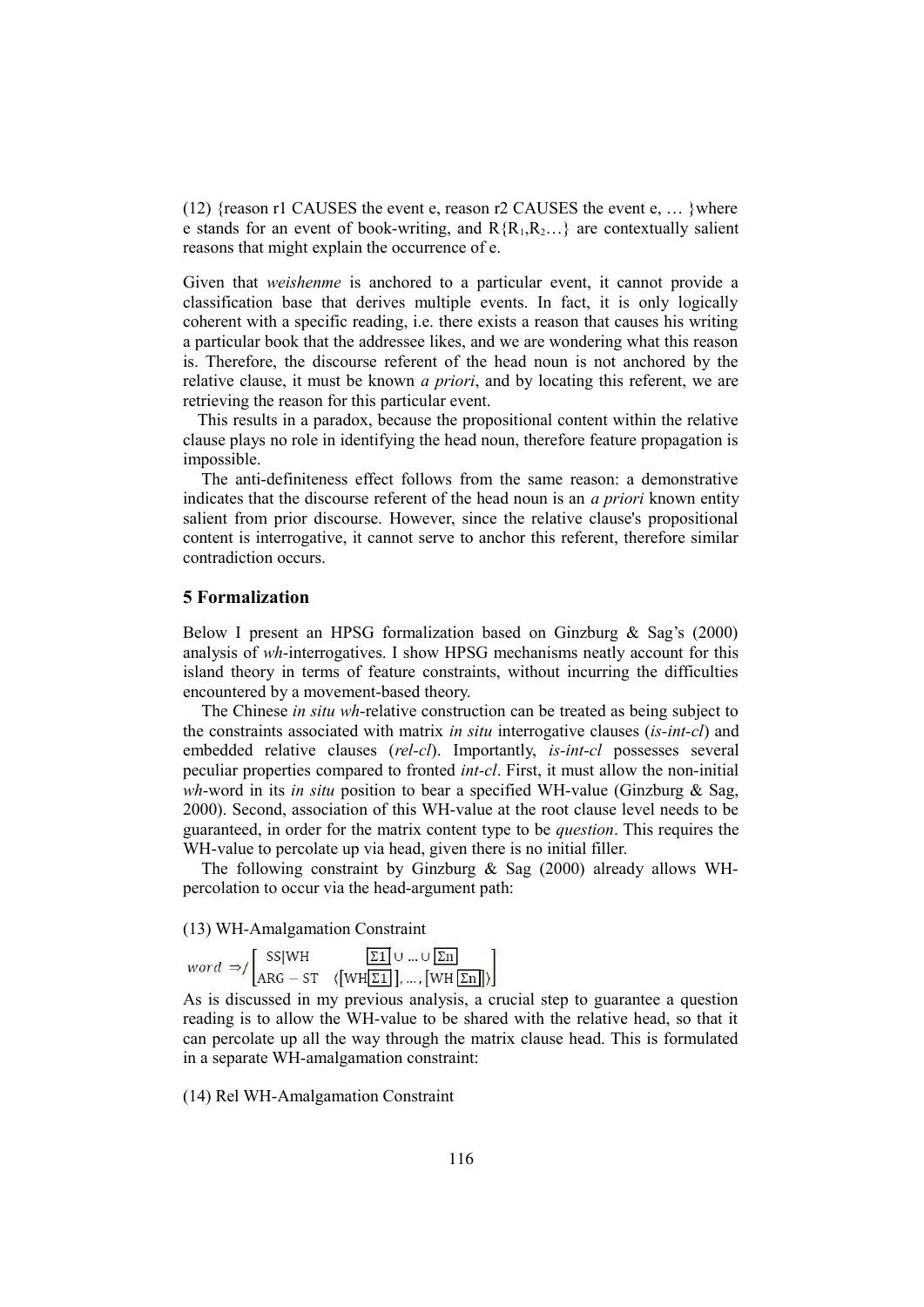(12) {reason r1 CAUSES the event e, reason r2 CAUSES the event e, … }where e stands for an event of book-writing, and $R\{R_1,R_2…\}$ are contextually salient reasons that might explain the occurrence of e.

Given that *weishenme* is anchored to a particular event, it cannot provide a classification base that derives multiple events. In fact, it is only logically coherent with a specific reading, i.e. there exists a reason that causes his writing a particular book that the addressee likes, and we are wondering what this reason is. Therefore, the discourse referent of the head noun is not anchored by the relative clause, it must be known *a priori*, and by locating this referent, we are retrieving the reason for this particular event.

This results in a paradox, because the propositional content within the relative clause plays no role in identifying the head noun, therefore feature propagation is impossible.

The anti-definiteness effect follows from the same reason: a demonstrative indicates that the discourse referent of the head noun is an *a priori* known entity salient from prior discourse. However, since the relative clause's propositional content is interrogative, it cannot serve to anchor this referent, therefore similar contradiction occurs.

## 5 Formalization

Below I present an HPSG formalization based on Ginzburg & Sag's (2000) analysis of *wh*-interrogatives. I show HPSG mechanisms neatly account for this island theory in terms of feature constraints, without incurring the difficulties encountered by a movement-based theory.

The Chinese *in situ wh*-relative construction can be treated as being subject to the constraints associated with matrix *in situ* interrogative clauses (*is-int-cl*) and embedded relative clauses (*rel-cl*). Importantly, *is-int-cl* possesses several peculiar properties compared to fronted *int-cl*. First, it must allow the non-initial *wh*-word in its *in situ* position to bear a specified WH-value (Ginzburg & Sag, 2000). Second, association of this WH-value at the root clause level needs to be guaranteed, in order for the matrix content type to be *question*. This requires the WH-value to percolate up via head, given there is no initial filler.

The following constraint by Ginzburg & Sag (2000) already allows WH-percolation to occur via the head-argument path:

(13) WH-Amalgamation Constraint

$$word \Rightarrow / \begin{bmatrix} \text{SS|WH} & \boxed{\Sigma 1} \cup \ldots \cup \boxed{\Sigma n} \\ \text{ARG}-\text{ST} & \langle [\text{WH} \boxed{\Sigma 1}], \ldots, [\text{WH} \boxed{\Sigma n}] \rangle \end{bmatrix}$$

As is discussed in my previous analysis, a crucial step to guarantee a question reading is to allow the WH-value to be shared with the relative head, so that it can percolate up all the way through the matrix clause head. This is formulated in a separate WH-amalgamation constraint:

(14) Rel WH-Amalgamation Constraint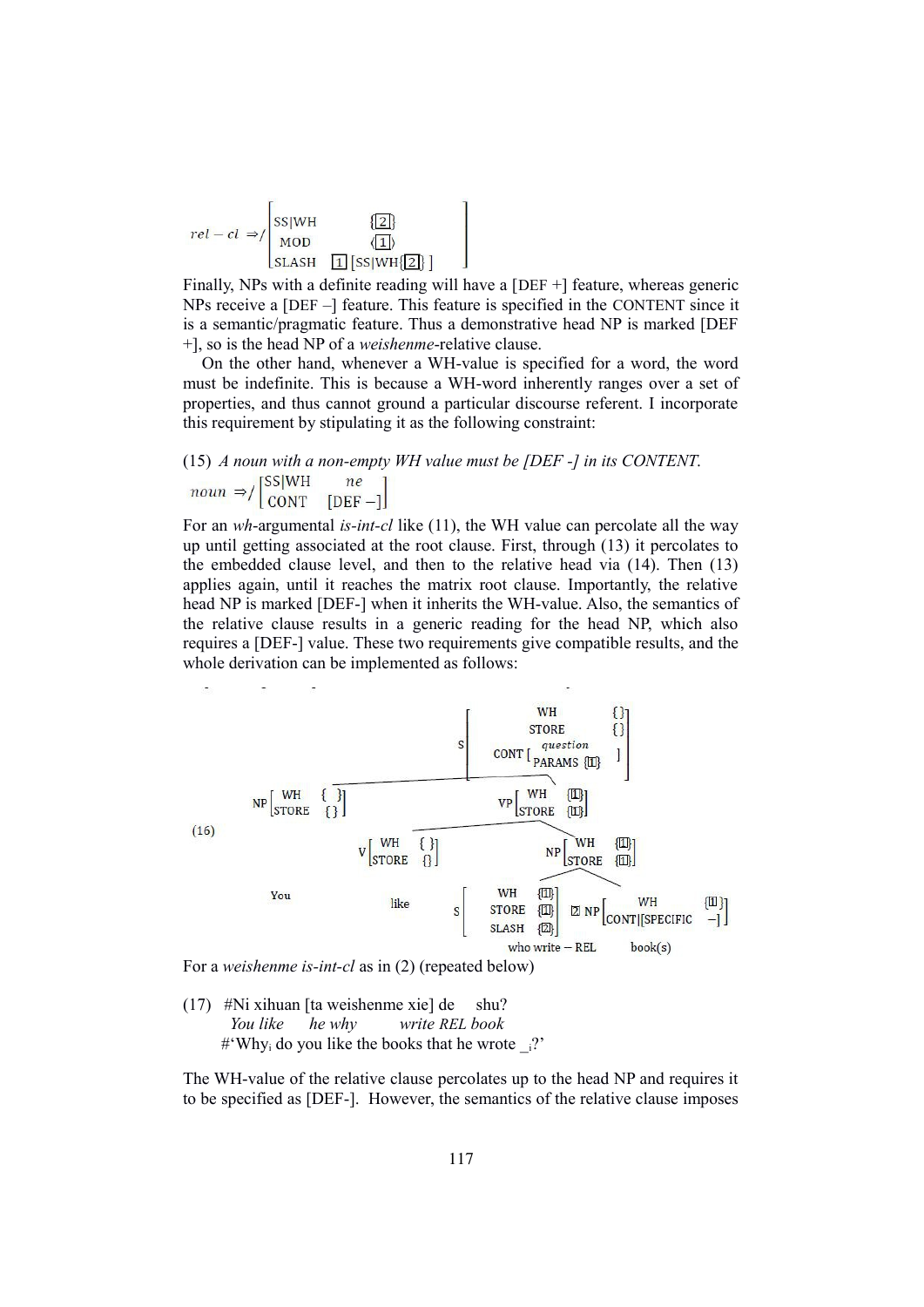$$rel-cl \Rightarrow / \begin{bmatrix} \text{SS|WH} & \{\boxed{2}\} \\ \text{MOD} & \langle\boxed{1}\rangle \\ \text{SLASH} & \boxed{1}\,[\text{SS|WH}\{\boxed{2}\}\,] \end{bmatrix}$$

Finally, NPs with a definite reading will have a [DEF +] feature, whereas generic NPs receive a [DEF –] feature. This feature is specified in the CONTENT since it is a semantic/pragmatic feature. Thus a demonstrative head NP is marked [DEF +], so is the head NP of a *weishenme*-relative clause.

On the other hand, whenever a WH-value is specified for a word, the word must be indefinite. This is because a WH-word inherently ranges over a set of properties, and thus cannot ground a particular discourse referent. I incorporate this requirement by stipulating it as the following constraint:

(15) *A noun with a non-empty WH value must be [DEF -] in its CONTENT.*

$$noun \Rightarrow / \begin{bmatrix} \text{SS|WH} & ne \\ \text{CONT} & [\text{DEF} -] \end{bmatrix}$$

For an *wh*-argumental *is-int-cl* like (11), the WH value can percolate all the way up until getting associated at the root clause. First, through (13) it percolates to the embedded clause level, and then to the relative head via (14). Then (13) applies again, until it reaches the matrix root clause. Importantly, the relative head NP is marked [DEF-] when it inherits the WH-value. Also, the semantics of the relative clause results in a generic reading for the head NP, which also requires a [DEF-] value. These two requirements give compatible results, and the whole derivation can be implemented as follows:

(16)

```
S [WH {}, STORE {}, CONT [question, PARAMS {1}]]
├── NP [WH { }, STORE { }]  — You
└── VP [WH {1}, STORE {1}]
    ├── V [WH { }, STORE {}]  — like
    └── NP [WH {1}, STORE {1}]
        ├── S [WH {1}, STORE {1}, SLASH {2}]  — who write – REL
        └── 2 NP [WH {1}, CONT|[SPECIFIC –]]  — book(s)
```

For a *weishenme is-int-cl* as in (2) (repeated below)

(17) #Ni xihuan [ta weishenme xie] de shu?
*You like he why write REL book*
#'Why$_i$ do you like the books that he wrote _$_i$?'

The WH-value of the relative clause percolates up to the head NP and requires it to be specified as [DEF-]. However, the semantics of the relative clause imposes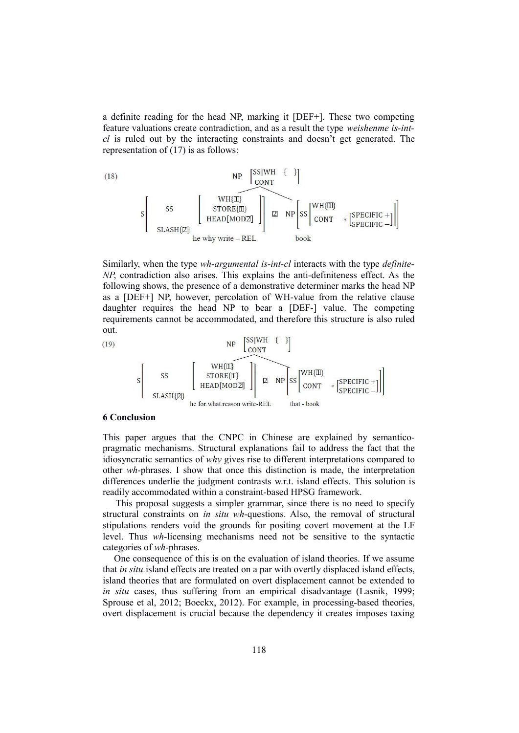a definite reading for the head NP, marking it [DEF+]. These two competing feature valuations create contradiction, and as a result the type *weishenme is-int-cl* is ruled out by the interacting constraints and doesn't get generated. The representation of (17) is as follows:

(18)

```
                                NP [SS|WH { }]
                                   [CONT     ]
                                  /           \
S [ SS     [ WH{[1]}          ] ]   [2] NP [ SS [ WH{[1]}                    ] ]
  [        [ STORE{[1]}       ] ]              [ CONT  * [SPECIFIC +]       ]
  [        [ HEAD[MOD[2]]     ] ]              [         [SPECIFIC −]       ]
  [ SLASH{[2]}                  ]
        he why write – REL                        book
```

Similarly, when the type *wh-argumental is-int-cl* interacts with the type *definite-NP*, contradiction also arises. This explains the anti-definiteness effect. As the following shows, the presence of a demonstrative determiner marks the head NP as a [DEF+] NP, however, percolation of WH-value from the relative clause daughter requires the head NP to bear a [DEF-] value. The competing requirements cannot be accommodated, and therefore this structure is also ruled out.

(19)

```
                                NP [SS|WH { }]
                                   [CONT     ]
                                  /           \
S [ SS     [ WH{[1]}          ] ]   [2] NP [ SS [ WH{[1]}                    ] ]
  [        [ STORE{[1]}       ] ]              [ CONT  * [SPECIFIC +]       ]
  [        [ HEAD[MOD[2]]     ] ]              [         [SPECIFIC −]       ]
  [ SLASH{[2]}                  ]
     he for.what.reason write-REL                 that - book
```

## 6 Conclusion

This paper argues that the CNPC in Chinese are explained by semantico-pragmatic mechanisms. Structural explanations fail to address the fact that the idiosyncratic semantics of *why* gives rise to different interpretations compared to other *wh*-phrases. I show that once this distinction is made, the interpretation differences underlie the judgment contrasts w.r.t. island effects. This solution is readily accommodated within a constraint-based HPSG framework.

This proposal suggests a simpler grammar, since there is no need to specify structural constraints on *in situ wh*-questions. Also, the removal of structural stipulations renders void the grounds for positing covert movement at the LF level. Thus *wh*-licensing mechanisms need not be sensitive to the syntactic categories of *wh*-phrases.

One consequence of this is on the evaluation of island theories. If we assume that *in situ* island effects are treated on a par with overtly displaced island effects, island theories that are formulated on overt displacement cannot be extended to *in situ* cases, thus suffering from an empirical disadvantage (Lasnik, 1999; Sprouse et al, 2012; Boeckx, 2012). For example, in processing-based theories, overt displacement is crucial because the dependency it creates imposes taxing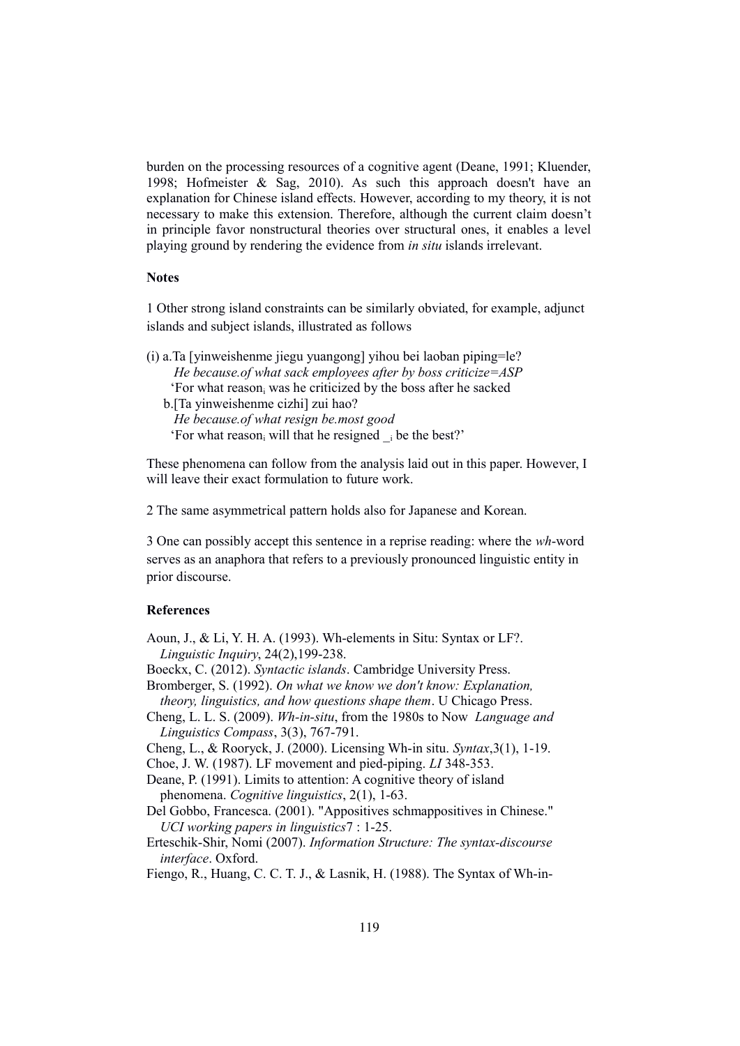burden on the processing resources of a cognitive agent (Deane, 1991; Kluender, 1998; Hofmeister & Sag, 2010). As such this approach doesn't have an explanation for Chinese island effects. However, according to my theory, it is not necessary to make this extension. Therefore, although the current claim doesn't in principle favor nonstructural theories over structural ones, it enables a level playing ground by rendering the evidence from *in situ* islands irrelevant.

**Notes**

1 Other strong island constraints can be similarly obviated, for example, adjunct islands and subject islands, illustrated as follows

(i) a.Ta [yinweishenme jiegu yuangong] yihou bei laoban piping=le?
  *He because.of what sack employees after by boss criticize=ASP*
  'For what reason$_i$ was he criticized by the boss after he sacked
 b.[Ta yinweishenme cizhi] zui hao?
  *He because.of what resign be.most good*
  'For what reason$_i$ will that he resigned _$_i$ be the best?'

These phenomena can follow from the analysis laid out in this paper. However, I will leave their exact formulation to future work.

2 The same asymmetrical pattern holds also for Japanese and Korean.

3 One can possibly accept this sentence in a reprise reading: where the *wh*-word serves as an anaphora that refers to a previously pronounced linguistic entity in prior discourse.

**References**

Aoun, J., & Li, Y. H. A. (1993). Wh-elements in Situ: Syntax or LF?. *Linguistic Inquiry*, 24(2),199-238.

Boeckx, C. (2012). *Syntactic islands*. Cambridge University Press.

Bromberger, S. (1992). *On what we know we don't know: Explanation, theory, linguistics, and how questions shape them*. U Chicago Press.

Cheng, L. L. S. (2009). *Wh-in-situ*, from the 1980s to Now *Language and Linguistics Compass*, 3(3), 767-791.

Cheng, L., & Rooryck, J. (2000). Licensing Wh-in situ. *Syntax*,3(1), 1-19.

Choe, J. W. (1987). LF movement and pied-piping. *LI* 348-353.

Deane, P. (1991). Limits to attention: A cognitive theory of island phenomena. *Cognitive linguistics*, 2(1), 1-63.

Del Gobbo, Francesca. (2001). "Appositives schmappositives in Chinese." *UCI working papers in linguistics*7 : 1-25.

Erteschik-Shir, Nomi (2007). *Information Structure: The syntax-discourse interface*. Oxford.

Fiengo, R., Huang, C. C. T. J., & Lasnik, H. (1988). The Syntax of Wh-in-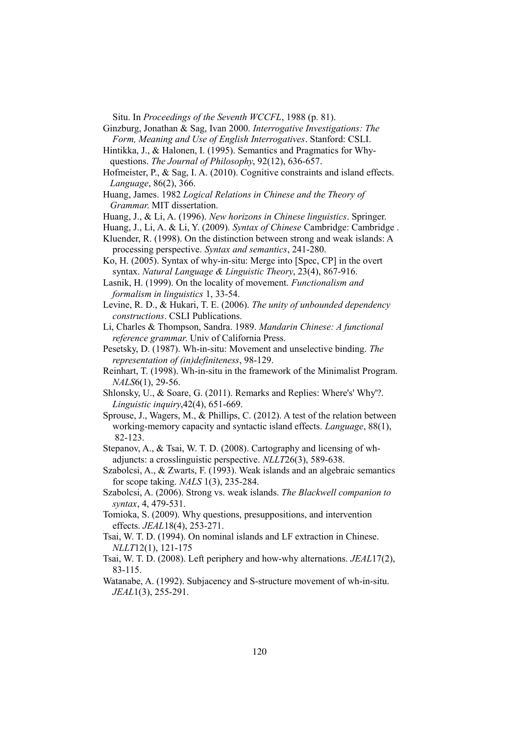Situ. In *Proceedings of the Seventh WCCFL*, 1988 (p. 81).

Ginzburg, Jonathan & Sag, Ivan 2000. *Interrogative Investigations: The Form, Meaning and Use of English Interrogatives*. Stanford: CSLI.

Hintikka, J., & Halonen, I. (1995). Semantics and Pragmatics for Why-questions. *The Journal of Philosophy*, 92(12), 636-657.

Hofmeister, P., & Sag, I. A. (2010). Cognitive constraints and island effects. *Language*, 86(2), 366.

Huang, James. 1982 *Logical Relations in Chinese and the Theory of Grammar.* MIT dissertation.

Huang, J., & Li, A. (1996). *New horizons in Chinese linguistics*. Springer.

Huang, J., Li, A. & Li, Y. (2009). *Syntax of Chinese* Cambridge: Cambridge .

Kluender, R. (1998). On the distinction between strong and weak islands: A processing perspective. *Syntax and semantics*, 241-280.

Ko, H. (2005). Syntax of why-in-situ: Merge into [Spec, CP] in the overt syntax. *Natural Language & Linguistic Theory*, 23(4), 867-916.

Lasnik, H. (1999). On the locality of movement. *Functionalism and formalism in linguistics* 1, 33-54.

Levine, R. D., & Hukari, T. E. (2006). *The unity of unbounded dependency constructions*. CSLI Publications.

Li, Charles & Thompson, Sandra. 1989. *Mandarin Chinese: A functional reference grammar.* Univ of California Press.

Pesetsky, D. (1987). Wh-in-situ: Movement and unselective binding. *The representation of (in)definiteness*, 98-129.

Reinhart, T. (1998). Wh-in-situ in the framework of the Minimalist Program. *NALS*6(1), 29-56.

Shlonsky, U., & Soare, G. (2011). Remarks and Replies: Where's' Why'?. *Linguistic inquiry*,42(4), 651-669.

Sprouse, J., Wagers, M., & Phillips, C. (2012). A test of the relation between working-memory capacity and syntactic island effects. *Language*, 88(1), 82-123.

Stepanov, A., & Tsai, W. T. D. (2008). Cartography and licensing of wh-adjuncts: a crosslinguistic perspective. *NLLT*26(3), 589-638.

Szabolcsi, A., & Zwarts, F. (1993). Weak islands and an algebraic semantics for scope taking. *NALS* 1(3), 235-284.

Szabolcsi, A. (2006). Strong vs. weak islands. *The Blackwell companion to syntax*, 4, 479-531.

Tomioka, S. (2009). Why questions, presuppositions, and intervention effects. *JEAL*18(4), 253-271.

Tsai, W. T. D. (1994). On nominal islands and LF extraction in Chinese. *NLLT*12(1), 121-175

Tsai, W. T. D. (2008). Left periphery and how-why alternations. *JEAL*17(2), 83-115.

Watanabe, A. (1992). Subjacency and S-structure movement of wh-in-situ. *JEAL*1(3), 255-291.